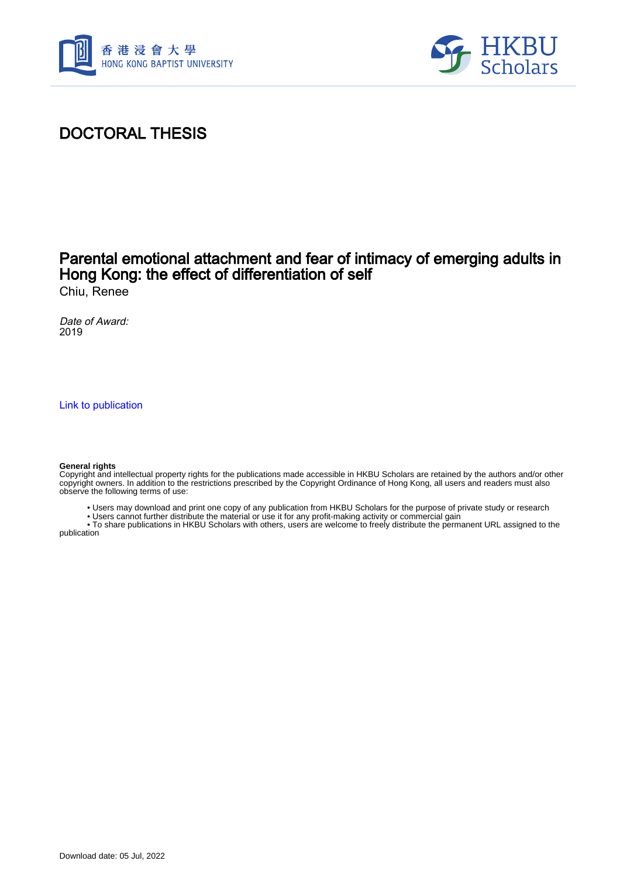DOCTORAL THESIS

# Parental emotional attachment and fear of intimacy of emerging adults in Hong Kong: the effect of differentiation of self

Chiu, Renee

*Date of Award:*
2019

Link to publication

**General rights**
Copyright and intellectual property rights for the publications made accessible in HKBU Scholars are retained by the authors and/or other copyright owners. In addition to the restrictions prescribed by the Copyright Ordinance of Hong Kong, all users and readers must also observe the following terms of use:

- Users may download and print one copy of any publication from HKBU Scholars for the purpose of private study or research
- Users cannot further distribute the material or use it for any profit-making activity or commercial gain
- To share publications in HKBU Scholars with others, users are welcome to freely distribute the permanent URL assigned to the publication

Download date: 05 Jul, 2022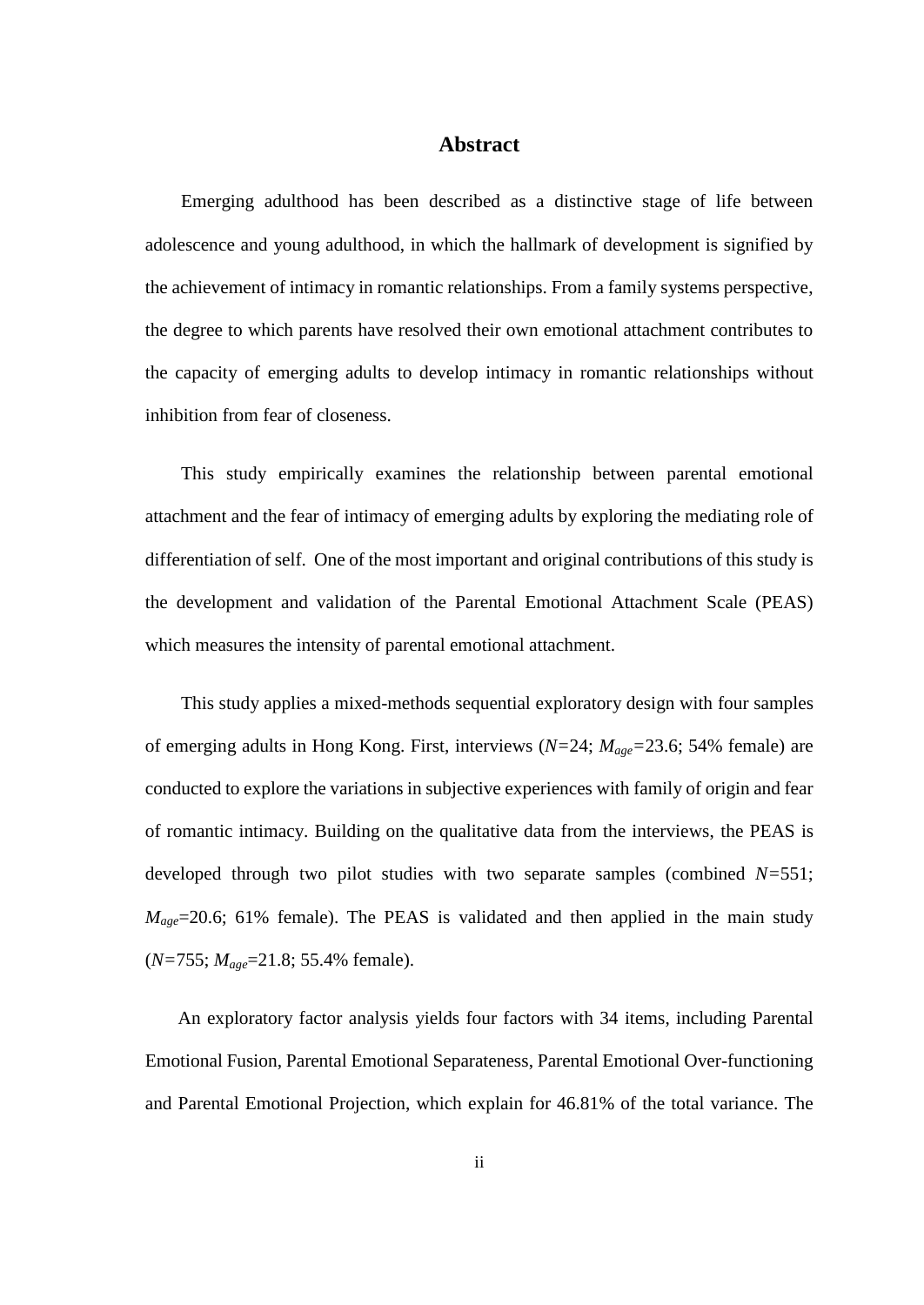# Abstract

Emerging adulthood has been described as a distinctive stage of life between adolescence and young adulthood, in which the hallmark of development is signified by the achievement of intimacy in romantic relationships. From a family systems perspective, the degree to which parents have resolved their own emotional attachment contributes to the capacity of emerging adults to develop intimacy in romantic relationships without inhibition from fear of closeness.

This study empirically examines the relationship between parental emotional attachment and the fear of intimacy of emerging adults by exploring the mediating role of differentiation of self. One of the most important and original contributions of this study is the development and validation of the Parental Emotional Attachment Scale (PEAS) which measures the intensity of parental emotional attachment.

This study applies a mixed-methods sequential exploratory design with four samples of emerging adults in Hong Kong. First, interviews ($N$=24; $M_{age}$=23.6; 54% female) are conducted to explore the variations in subjective experiences with family of origin and fear of romantic intimacy. Building on the qualitative data from the interviews, the PEAS is developed through two pilot studies with two separate samples (combined $N$=551; $M_{age}$=20.6; 61% female). The PEAS is validated and then applied in the main study ($N$=755; $M_{age}$=21.8; 55.4% female).

An exploratory factor analysis yields four factors with 34 items, including Parental Emotional Fusion, Parental Emotional Separateness, Parental Emotional Over-functioning and Parental Emotional Projection, which explain for 46.81% of the total variance. The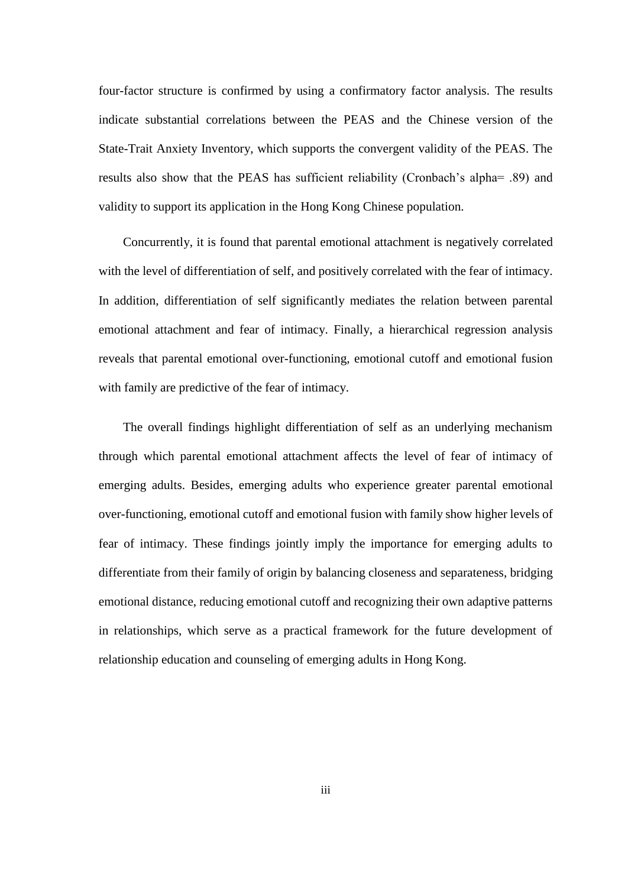four-factor structure is confirmed by using a confirmatory factor analysis. The results indicate substantial correlations between the PEAS and the Chinese version of the State-Trait Anxiety Inventory, which supports the convergent validity of the PEAS. The results also show that the PEAS has sufficient reliability (Cronbach's alpha= .89) and validity to support its application in the Hong Kong Chinese population.

Concurrently, it is found that parental emotional attachment is negatively correlated with the level of differentiation of self, and positively correlated with the fear of intimacy. In addition, differentiation of self significantly mediates the relation between parental emotional attachment and fear of intimacy. Finally, a hierarchical regression analysis reveals that parental emotional over-functioning, emotional cutoff and emotional fusion with family are predictive of the fear of intimacy.

The overall findings highlight differentiation of self as an underlying mechanism through which parental emotional attachment affects the level of fear of intimacy of emerging adults. Besides, emerging adults who experience greater parental emotional over-functioning, emotional cutoff and emotional fusion with family show higher levels of fear of intimacy. These findings jointly imply the importance for emerging adults to differentiate from their family of origin by balancing closeness and separateness, bridging emotional distance, reducing emotional cutoff and recognizing their own adaptive patterns in relationships, which serve as a practical framework for the future development of relationship education and counseling of emerging adults in Hong Kong.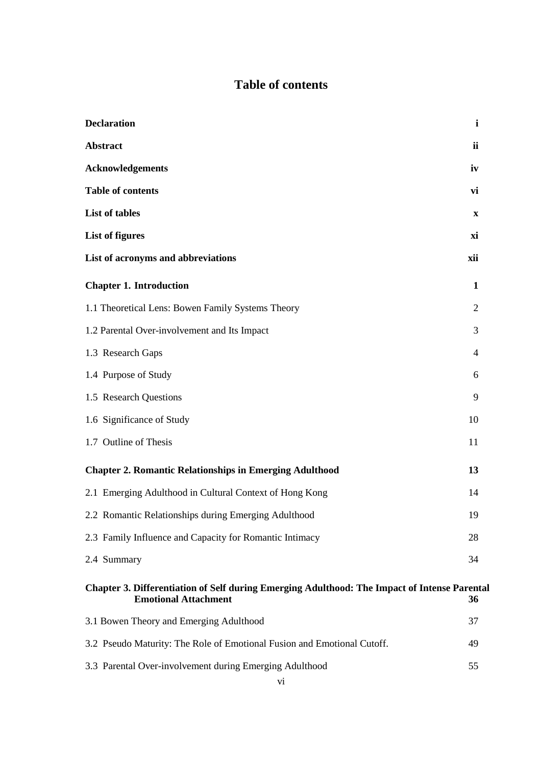# Table of contents

| | |
|---|---|
| **Declaration** | **i** |
| **Abstract** | **ii** |
| **Acknowledgements** | **iv** |
| **Table of contents** | **vi** |
| **List of tables** | **x** |
| **List of figures** | **xi** |
| **List of acronyms and abbreviations** | **xii** |
| **Chapter 1. Introduction** | **1** |
| 1.1 Theoretical Lens: Bowen Family Systems Theory | 2 |
| 1.2 Parental Over-involvement and Its Impact | 3 |
| 1.3 Research Gaps | 4 |
| 1.4 Purpose of Study | 6 |
| 1.5 Research Questions | 9 |
| 1.6 Significance of Study | 10 |
| 1.7 Outline of Thesis | 11 |
| **Chapter 2. Romantic Relationships in Emerging Adulthood** | **13** |
| 2.1 Emerging Adulthood in Cultural Context of Hong Kong | 14 |
| 2.2 Romantic Relationships during Emerging Adulthood | 19 |
| 2.3 Family Influence and Capacity for Romantic Intimacy | 28 |
| 2.4 Summary | 34 |
| **Chapter 3. Differentiation of Self during Emerging Adulthood: The Impact of Intense Parental Emotional Attachment** | **36** |
| 3.1 Bowen Theory and Emerging Adulthood | 37 |
| 3.2 Pseudo Maturity: The Role of Emotional Fusion and Emotional Cutoff. | 49 |
| 3.3 Parental Over-involvement during Emerging Adulthood | 55 |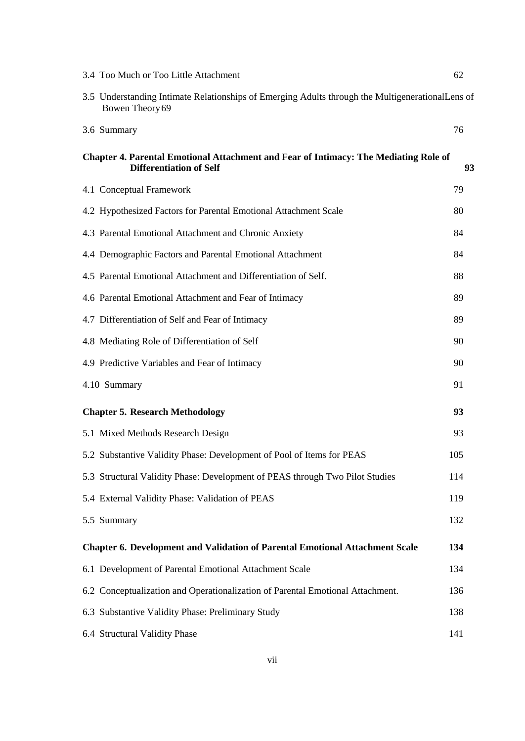| | |
|---|---|
| 3.4 Too Much or Too Little Attachment | 62 |
| 3.5 Understanding Intimate Relationships of Emerging Adults through the MultigenerationalLens of Bowen Theory 69 | |
| 3.6 Summary | 76 |
| **Chapter 4. Parental Emotional Attachment and Fear of Intimacy: The Mediating Role of Differentiation of Self** | **93** |
| 4.1 Conceptual Framework | 79 |
| 4.2 Hypothesized Factors for Parental Emotional Attachment Scale | 80 |
| 4.3 Parental Emotional Attachment and Chronic Anxiety | 84 |
| 4.4 Demographic Factors and Parental Emotional Attachment | 84 |
| 4.5 Parental Emotional Attachment and Differentiation of Self. | 88 |
| 4.6 Parental Emotional Attachment and Fear of Intimacy | 89 |
| 4.7 Differentiation of Self and Fear of Intimacy | 89 |
| 4.8 Mediating Role of Differentiation of Self | 90 |
| 4.9 Predictive Variables and Fear of Intimacy | 90 |
| 4.10 Summary | 91 |
| **Chapter 5. Research Methodology** | **93** |
| 5.1 Mixed Methods Research Design | 93 |
| 5.2 Substantive Validity Phase: Development of Pool of Items for PEAS | 105 |
| 5.3 Structural Validity Phase: Development of PEAS through Two Pilot Studies | 114 |
| 5.4 External Validity Phase: Validation of PEAS | 119 |
| 5.5 Summary | 132 |
| **Chapter 6. Development and Validation of Parental Emotional Attachment Scale** | **134** |
| 6.1 Development of Parental Emotional Attachment Scale | 134 |
| 6.2 Conceptualization and Operationalization of Parental Emotional Attachment. | 136 |
| 6.3 Substantive Validity Phase: Preliminary Study | 138 |
| 6.4 Structural Validity Phase | 141 |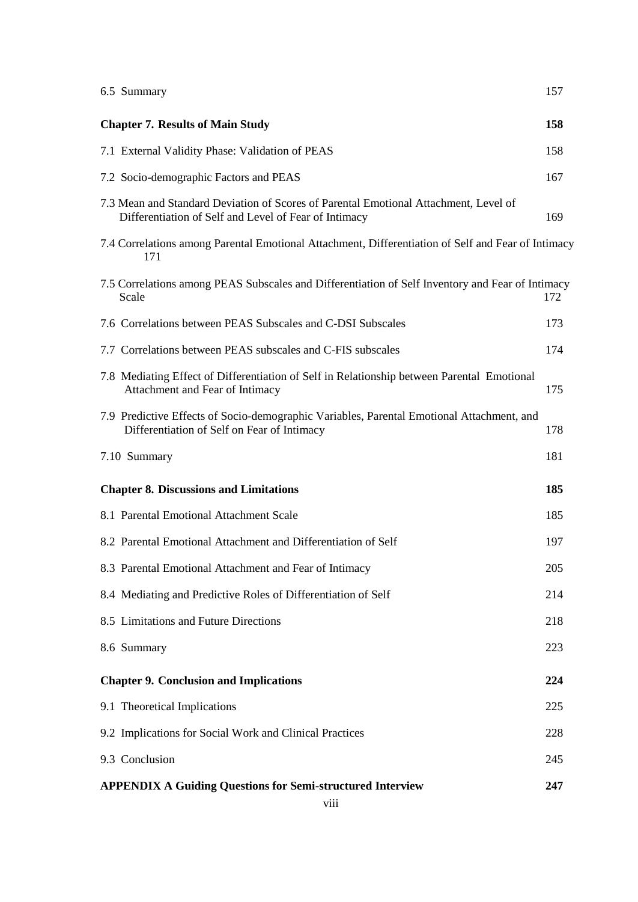6.5 Summary 157

**Chapter 7. Results of Main Study 158**

7.1 External Validity Phase: Validation of PEAS 158

7.2 Socio-demographic Factors and PEAS 167

7.3 Mean and Standard Deviation of Scores of Parental Emotional Attachment, Level of Differentiation of Self and Level of Fear of Intimacy 169

7.4 Correlations among Parental Emotional Attachment, Differentiation of Self and Fear of Intimacy 171

7.5 Correlations among PEAS Subscales and Differentiation of Self Inventory and Fear of Intimacy Scale 172

7.6 Correlations between PEAS Subscales and C-DSI Subscales 173

7.7 Correlations between PEAS subscales and C-FIS subscales 174

7.8 Mediating Effect of Differentiation of Self in Relationship between Parental Emotional Attachment and Fear of Intimacy 175

7.9 Predictive Effects of Socio-demographic Variables, Parental Emotional Attachment, and Differentiation of Self on Fear of Intimacy 178

7.10 Summary 181

**Chapter 8. Discussions and Limitations 185**

8.1 Parental Emotional Attachment Scale 185

8.2 Parental Emotional Attachment and Differentiation of Self 197

8.3 Parental Emotional Attachment and Fear of Intimacy 205

8.4 Mediating and Predictive Roles of Differentiation of Self 214

8.5 Limitations and Future Directions 218

8.6 Summary 223

**Chapter 9. Conclusion and Implications 224**

9.1 Theoretical Implications 225

9.2 Implications for Social Work and Clinical Practices 228

9.3 Conclusion 245

**APPENDIX A Guiding Questions for Semi-structured Interview 247**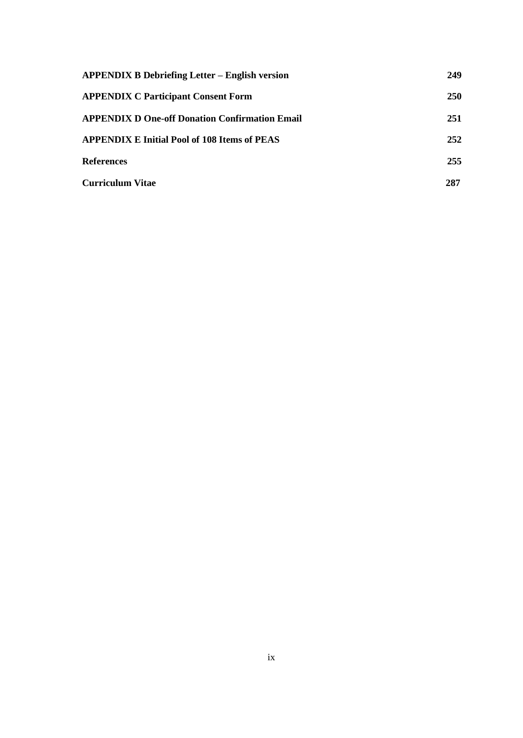| | |
|---|---|
| **APPENDIX B Debriefing Letter – English version** | **249** |
| **APPENDIX C Participant Consent Form** | **250** |
| **APPENDIX D One-off Donation Confirmation Email** | **251** |
| **APPENDIX E Initial Pool of 108 Items of PEAS** | **252** |
| **References** | **255** |
| **Curriculum Vitae** | **287** |